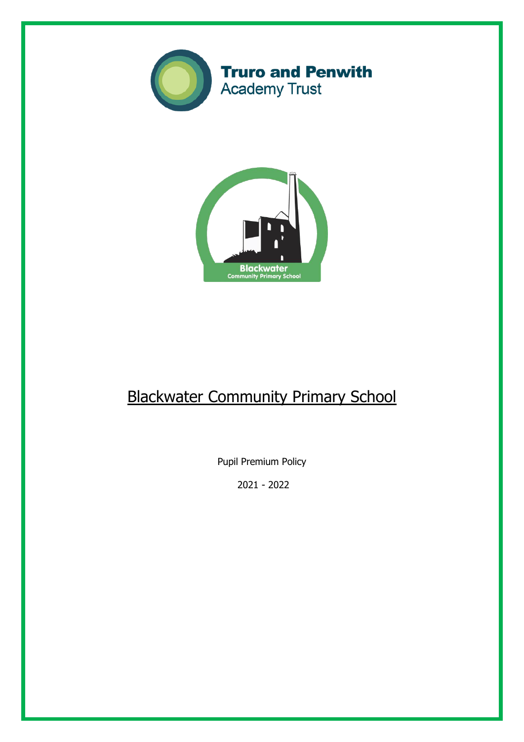Truro and Penwith
Academy Trust

# Blackwater Community Primary School

Pupil Premium Policy

2021 - 2022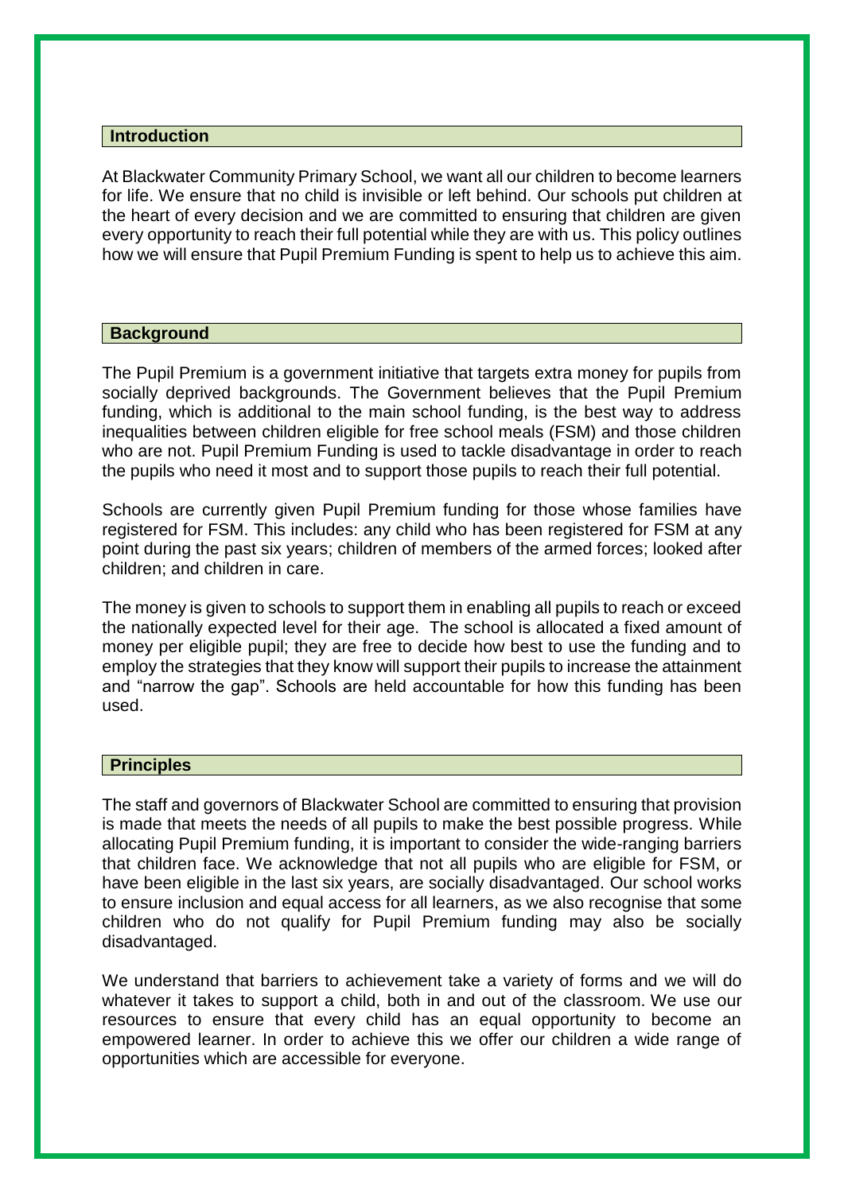## Introduction

At Blackwater Community Primary School, we want all our children to become learners for life. We ensure that no child is invisible or left behind. Our schools put children at the heart of every decision and we are committed to ensuring that children are given every opportunity to reach their full potential while they are with us. This policy outlines how we will ensure that Pupil Premium Funding is spent to help us to achieve this aim.

## Background

The Pupil Premium is a government initiative that targets extra money for pupils from socially deprived backgrounds. The Government believes that the Pupil Premium funding, which is additional to the main school funding, is the best way to address inequalities between children eligible for free school meals (FSM) and those children who are not. Pupil Premium Funding is used to tackle disadvantage in order to reach the pupils who need it most and to support those pupils to reach their full potential.

Schools are currently given Pupil Premium funding for those whose families have registered for FSM. This includes: any child who has been registered for FSM at any point during the past six years; children of members of the armed forces; looked after children; and children in care.

The money is given to schools to support them in enabling all pupils to reach or exceed the nationally expected level for their age. The school is allocated a fixed amount of money per eligible pupil; they are free to decide how best to use the funding and to employ the strategies that they know will support their pupils to increase the attainment and "narrow the gap". Schools are held accountable for how this funding has been used.

## Principles

The staff and governors of Blackwater School are committed to ensuring that provision is made that meets the needs of all pupils to make the best possible progress. While allocating Pupil Premium funding, it is important to consider the wide-ranging barriers that children face. We acknowledge that not all pupils who are eligible for FSM, or have been eligible in the last six years, are socially disadvantaged. Our school works to ensure inclusion and equal access for all learners, as we also recognise that some children who do not qualify for Pupil Premium funding may also be socially disadvantaged.

We understand that barriers to achievement take a variety of forms and we will do whatever it takes to support a child, both in and out of the classroom. We use our resources to ensure that every child has an equal opportunity to become an empowered learner. In order to achieve this we offer our children a wide range of opportunities which are accessible for everyone.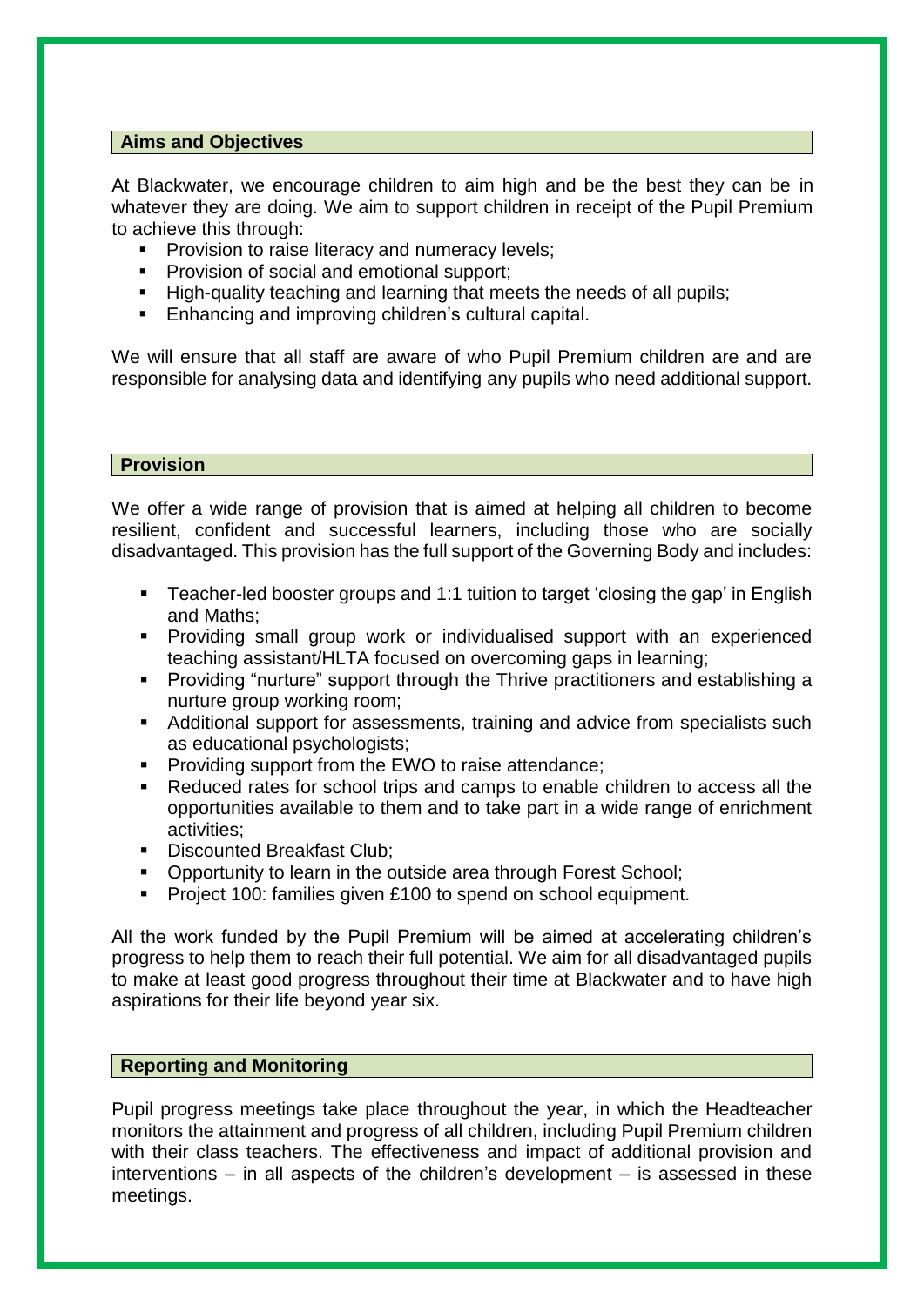## Aims and Objectives

At Blackwater, we encourage children to aim high and be the best they can be in whatever they are doing. We aim to support children in receipt of the Pupil Premium to achieve this through:

- Provision to raise literacy and numeracy levels;
- Provision of social and emotional support;
- High-quality teaching and learning that meets the needs of all pupils;
- Enhancing and improving children's cultural capital.

We will ensure that all staff are aware of who Pupil Premium children are and are responsible for analysing data and identifying any pupils who need additional support.

## Provision

We offer a wide range of provision that is aimed at helping all children to become resilient, confident and successful learners, including those who are socially disadvantaged. This provision has the full support of the Governing Body and includes:

- Teacher-led booster groups and 1:1 tuition to target 'closing the gap' in English and Maths;
- Providing small group work or individualised support with an experienced teaching assistant/HLTA focused on overcoming gaps in learning;
- Providing "nurture" support through the Thrive practitioners and establishing a nurture group working room;
- Additional support for assessments, training and advice from specialists such as educational psychologists;
- Providing support from the EWO to raise attendance;
- Reduced rates for school trips and camps to enable children to access all the opportunities available to them and to take part in a wide range of enrichment activities;
- Discounted Breakfast Club;
- Opportunity to learn in the outside area through Forest School;
- Project 100: families given £100 to spend on school equipment.

All the work funded by the Pupil Premium will be aimed at accelerating children's progress to help them to reach their full potential. We aim for all disadvantaged pupils to make at least good progress throughout their time at Blackwater and to have high aspirations for their life beyond year six.

## Reporting and Monitoring

Pupil progress meetings take place throughout the year, in which the Headteacher monitors the attainment and progress of all children, including Pupil Premium children with their class teachers. The effectiveness and impact of additional provision and interventions – in all aspects of the children's development – is assessed in these meetings.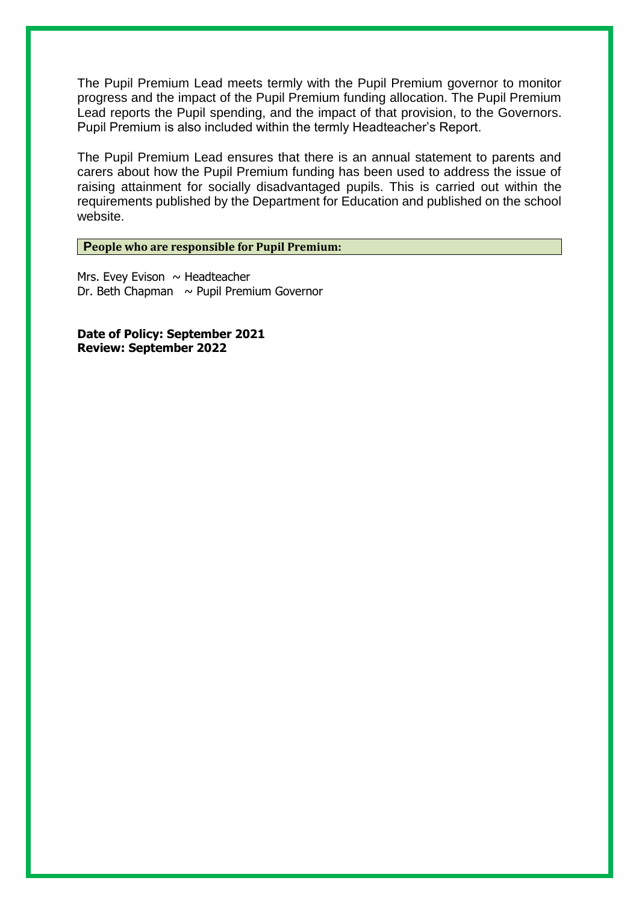The Pupil Premium Lead meets termly with the Pupil Premium governor to monitor progress and the impact of the Pupil Premium funding allocation. The Pupil Premium Lead reports the Pupil spending, and the impact of that provision, to the Governors. Pupil Premium is also included within the termly Headteacher's Report.

The Pupil Premium Lead ensures that there is an annual statement to parents and carers about how the Pupil Premium funding has been used to address the issue of raising attainment for socially disadvantaged pupils. This is carried out within the requirements published by the Department for Education and published on the school website.

**People who are responsible for Pupil Premium:**

Mrs. Evey Evison ~ Headteacher
Dr. Beth Chapman ~ Pupil Premium Governor

**Date of Policy: September 2021**
**Review: September 2022**